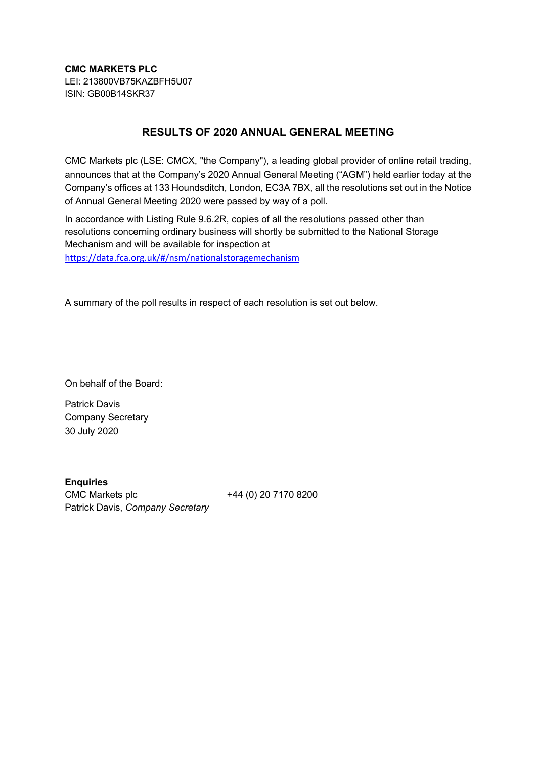**CMC MARKETS PLC**
LEI: 213800VB75KAZBFH5U07
ISIN: GB00B14SKR37

## RESULTS OF 2020 ANNUAL GENERAL MEETING

CMC Markets plc (LSE: CMCX, "the Company"), a leading global provider of online retail trading, announces that at the Company's 2020 Annual General Meeting ("AGM") held earlier today at the Company's offices at 133 Houndsditch, London, EC3A 7BX, all the resolutions set out in the Notice of Annual General Meeting 2020 were passed by way of a poll.

In accordance with Listing Rule 9.6.2R, copies of all the resolutions passed other than resolutions concerning ordinary business will shortly be submitted to the National Storage Mechanism and will be available for inspection at https://data.fca.org.uk/#/nsm/nationalstoragemechanism

A summary of the poll results in respect of each resolution is set out below.

On behalf of the Board:

Patrick Davis
Company Secretary
30 July 2020

**Enquiries**
CMC Markets plc +44 (0) 20 7170 8200
Patrick Davis, *Company Secretary*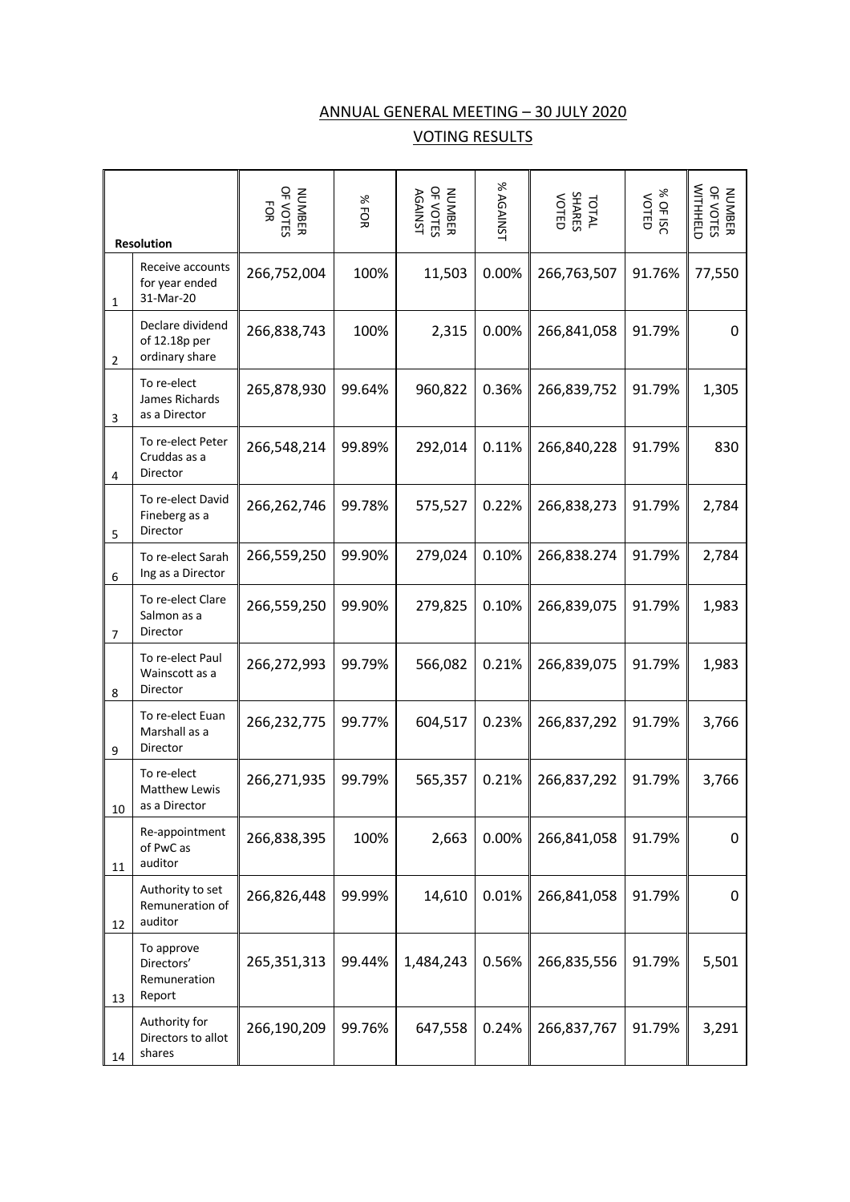## ANNUAL GENERAL MEETING – 30 JULY 2020

## VOTING RESULTS

| | Resolution | NUMBER OF VOTES FOR | % FOR | NUMBER OF VOTES AGAINST | % AGAINST | TOTAL SHARES VOTED | % OF ISC VOTED | NUMBER OF VOTES WITHHELD |
|---|---|---|---|---|---|---|---|---|
| 1 | Receive accounts for year ended 31-Mar-20 | 266,752,004 | 100% | 11,503 | 0.00% | 266,763,507 | 91.76% | 77,550 |
| 2 | Declare dividend of 12.18p per ordinary share | 266,838,743 | 100% | 2,315 | 0.00% | 266,841,058 | 91.79% | 0 |
| 3 | To re-elect James Richards as a Director | 265,878,930 | 99.64% | 960,822 | 0.36% | 266,839,752 | 91.79% | 1,305 |
| 4 | To re-elect Peter Cruddas as a Director | 266,548,214 | 99.89% | 292,014 | 0.11% | 266,840,228 | 91.79% | 830 |
| 5 | To re-elect David Fineberg as a Director | 266,262,746 | 99.78% | 575,527 | 0.22% | 266,838,273 | 91.79% | 2,784 |
| 6 | To re-elect Sarah Ing as a Director | 266,559,250 | 99.90% | 279,024 | 0.10% | 266,838.274 | 91.79% | 2,784 |
| 7 | To re-elect Clare Salmon as a Director | 266,559,250 | 99.90% | 279,825 | 0.10% | 266,839,075 | 91.79% | 1,983 |
| 8 | To re-elect Paul Wainscott as a Director | 266,272,993 | 99.79% | 566,082 | 0.21% | 266,839,075 | 91.79% | 1,983 |
| 9 | To re-elect Euan Marshall as a Director | 266,232,775 | 99.77% | 604,517 | 0.23% | 266,837,292 | 91.79% | 3,766 |
| 10 | To re-elect Matthew Lewis as a Director | 266,271,935 | 99.79% | 565,357 | 0.21% | 266,837,292 | 91.79% | 3,766 |
| 11 | Re-appointment of PwC as auditor | 266,838,395 | 100% | 2,663 | 0.00% | 266,841,058 | 91.79% | 0 |
| 12 | Authority to set Remuneration of auditor | 266,826,448 | 99.99% | 14,610 | 0.01% | 266,841,058 | 91.79% | 0 |
| 13 | To approve Directors' Remuneration Report | 265,351,313 | 99.44% | 1,484,243 | 0.56% | 266,835,556 | 91.79% | 5,501 |
| 14 | Authority for Directors to allot shares | 266,190,209 | 99.76% | 647,558 | 0.24% | 266,837,767 | 91.79% | 3,291 |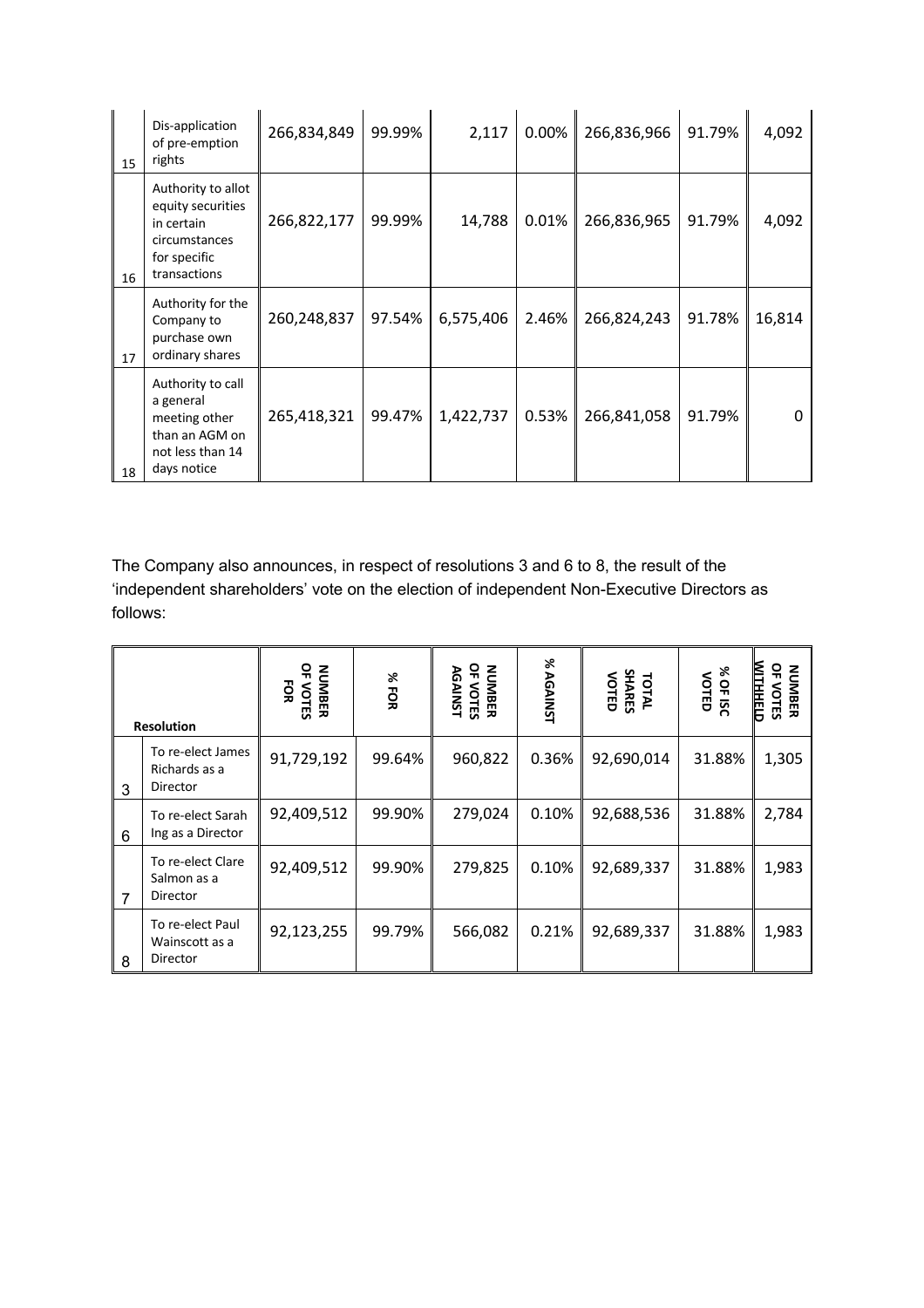| | | | | | | | | |
|---|---|---|---|---|---|---|---|---|
| 15 | Dis-application of pre-emption rights | 266,834,849 | 99.99% | 2,117 | 0.00% | 266,836,966 | 91.79% | 4,092 |
| 16 | Authority to allot equity securities in certain circumstances for specific transactions | 266,822,177 | 99.99% | 14,788 | 0.01% | 266,836,965 | 91.79% | 4,092 |
| 17 | Authority for the Company to purchase own ordinary shares | 260,248,837 | 97.54% | 6,575,406 | 2.46% | 266,824,243 | 91.78% | 16,814 |
| 18 | Authority to call a general meeting other than an AGM on not less than 14 days notice | 265,418,321 | 99.47% | 1,422,737 | 0.53% | 266,841,058 | 91.79% | 0 |

The Company also announces, in respect of resolutions 3 and 6 to 8, the result of the 'independent shareholders' vote on the election of independent Non-Executive Directors as follows:

| Resolution | | NUMBER OF VOTES FOR | % FOR | NUMBER OF VOTES AGAINST | % AGAINST | TOTAL SHARES VOTED | % OF ISC VOTED | NUMBER OF VOTES WITHHELD |
|---|---|---|---|---|---|---|---|---|
| 3 | To re-elect James Richards as a Director | 91,729,192 | 99.64% | 960,822 | 0.36% | 92,690,014 | 31.88% | 1,305 |
| 6 | To re-elect Sarah Ing as a Director | 92,409,512 | 99.90% | 279,024 | 0.10% | 92,688,536 | 31.88% | 2,784 |
| 7 | To re-elect Clare Salmon as a Director | 92,409,512 | 99.90% | 279,825 | 0.10% | 92,689,337 | 31.88% | 1,983 |
| 8 | To re-elect Paul Wainscott as a Director | 92,123,255 | 99.79% | 566,082 | 0.21% | 92,689,337 | 31.88% | 1,983 |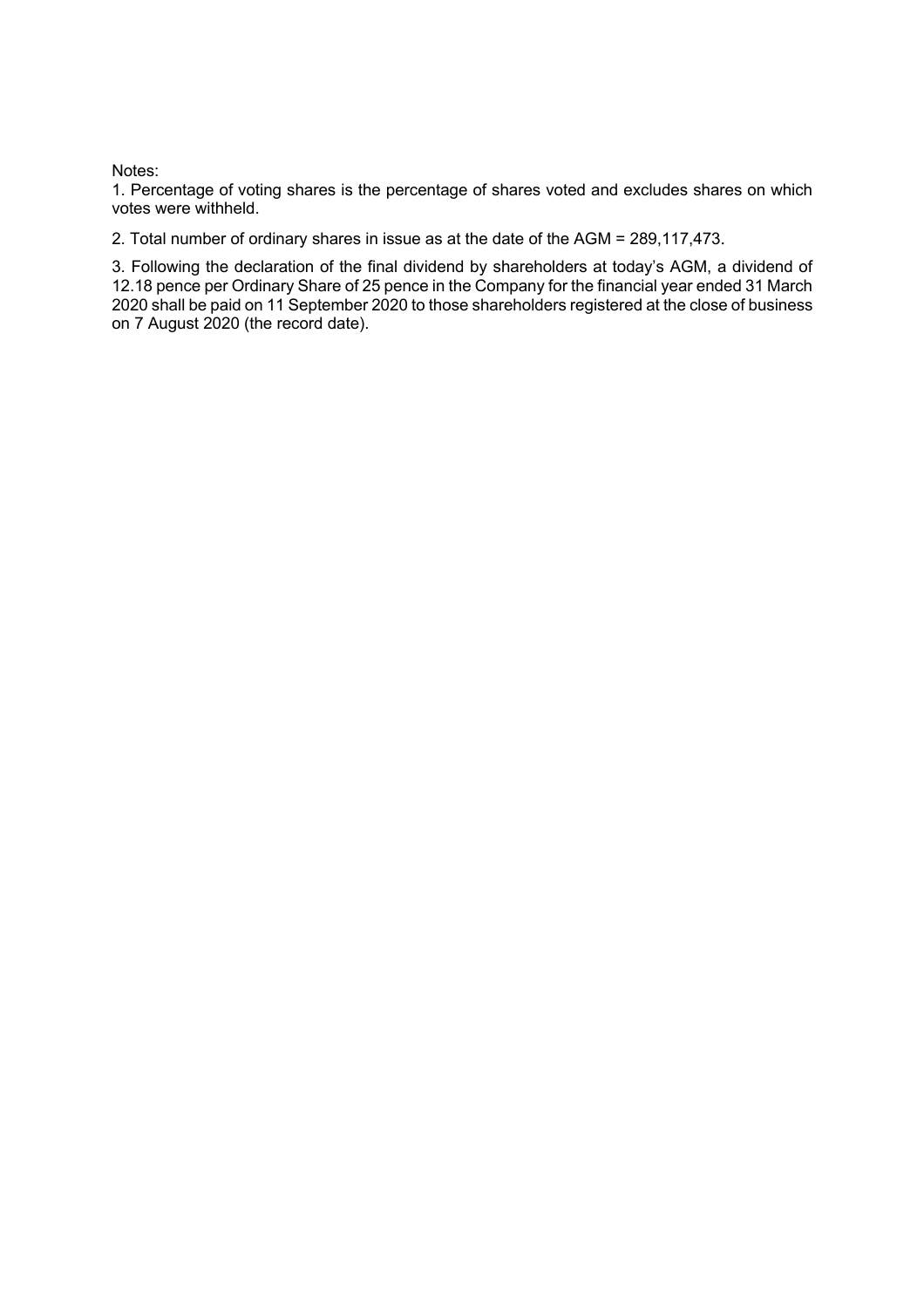Notes:

1. Percentage of voting shares is the percentage of shares voted and excludes shares on which votes were withheld.

2. Total number of ordinary shares in issue as at the date of the AGM = 289,117,473.

3. Following the declaration of the final dividend by shareholders at today's AGM, a dividend of 12.18 pence per Ordinary Share of 25 pence in the Company for the financial year ended 31 March 2020 shall be paid on 11 September 2020 to those shareholders registered at the close of business on 7 August 2020 (the record date).